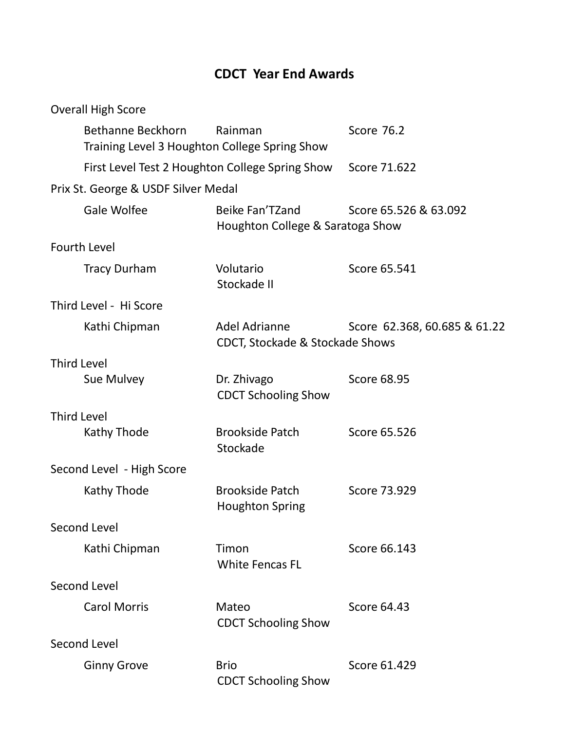# CDCT Year End Awards

Overall High Score

Bethanne Beckhorn    Rainman    Score 76.2
Training Level 3 Houghton College Spring Show

First Level Test 2 Houghton College Spring Show    Score 71.622

Prix St. George & USDF Silver Medal

Gale Wolfee    Beike Fan'TZand    Score 65.526 & 63.092
Houghton College & Saratoga Show

Fourth Level

Tracy Durham    Volutario    Score 65.541
Stockade II

Third Level - Hi Score

Kathi Chipman    Adel Adrianne    Score 62.368, 60.685 & 61.22
CDCT, Stockade & Stockade Shows

Third Level

Sue Mulvey    Dr. Zhivago    Score 68.95
CDCT Schooling Show

Third Level

Kathy Thode    Brookside Patch    Score 65.526
Stockade

Second Level - High Score

Kathy Thode    Brookside Patch    Score 73.929
Houghton Spring

Second Level

Kathi Chipman    Timon    Score 66.143
White Fencas FL

Second Level

Carol Morris    Mateo    Score 64.43
CDCT Schooling Show

Second Level

Ginny Grove    Brio    Score 61.429
CDCT Schooling Show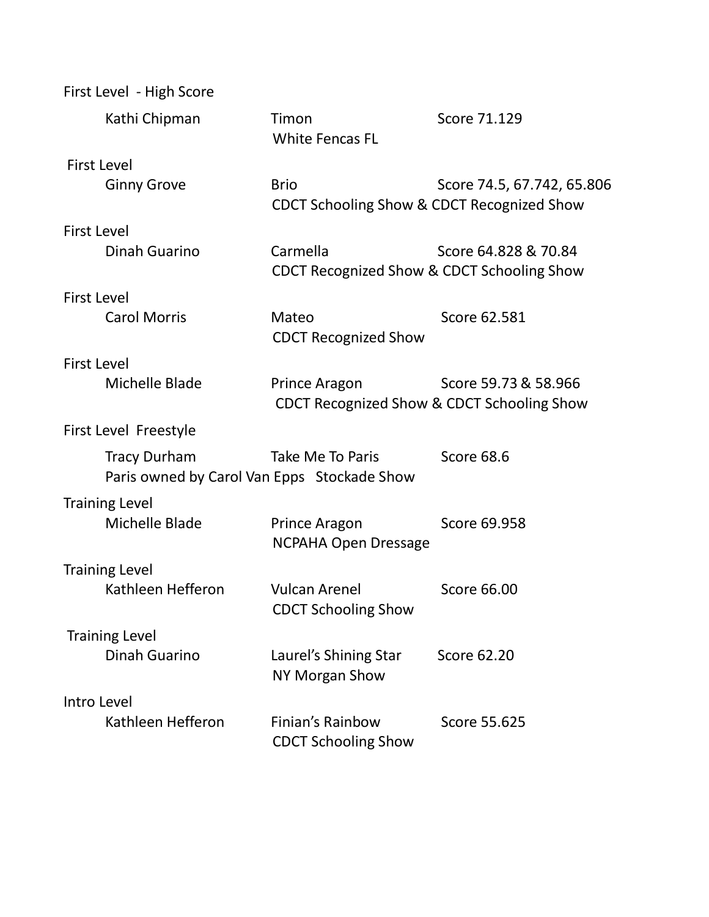First Level - High Score

Kathi Chipman — Timon — Score 71.129
White Fencas FL

First Level

Ginny Grove — Brio — Score 74.5, 67.742, 65.806
CDCT Schooling Show & CDCT Recognized Show

First Level

Dinah Guarino — Carmella — Score 64.828 & 70.84
CDCT Recognized Show & CDCT Schooling Show

First Level

Carol Morris — Mateo — Score 62.581
CDCT Recognized Show

First Level

Michelle Blade — Prince Aragon — Score 59.73 & 58.966
CDCT Recognized Show & CDCT Schooling Show

First Level Freestyle

Tracy Durham — Take Me To Paris — Score 68.6
Paris owned by Carol Van Epps Stockade Show

Training Level

Michelle Blade — Prince Aragon — Score 69.958
NCPAHA Open Dressage

Training Level

Kathleen Hefferon — Vulcan Arenel — Score 66.00
CDCT Schooling Show

Training Level

Dinah Guarino — Laurel's Shining Star — Score 62.20
NY Morgan Show

Intro Level

Kathleen Hefferon — Finian's Rainbow — Score 55.625
CDCT Schooling Show